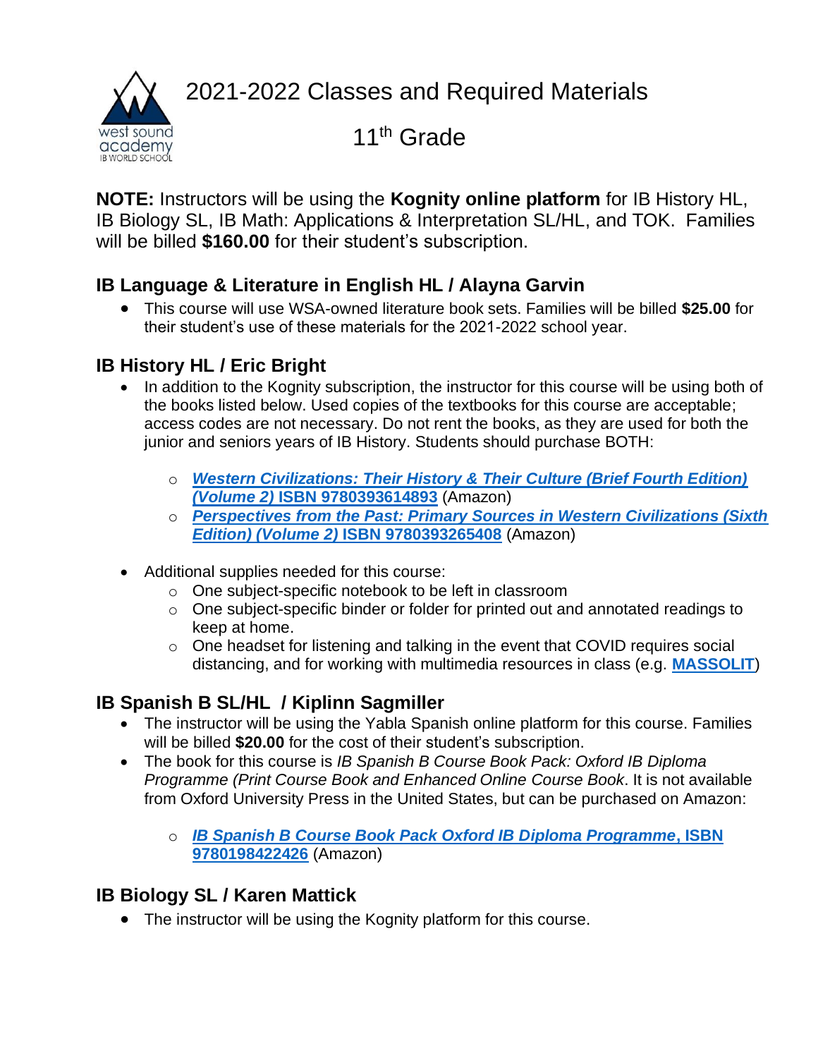# 2021-2022 Classes and Required Materials

## 11th Grade

**NOTE:** Instructors will be using the **Kognity online platform** for IB History HL, IB Biology SL, IB Math: Applications & Interpretation SL/HL, and TOK. Families will be billed **$160.00** for their student's subscription.

### IB Language & Literature in English HL / Alayna Garvin

- This course will use WSA-owned literature book sets. Families will be billed **$25.00** for their student's use of these materials for the 2021-2022 school year.

### IB History HL / Eric Bright

- In addition to the Kognity subscription, the instructor for this course will be using both of the books listed below. Used copies of the textbooks for this course are acceptable; access codes are not necessary. Do not rent the books, as they are used for both the junior and seniors years of IB History. Students should purchase BOTH:
    - ***Western Civilizations: Their History & Their Culture (Brief Fourth Edition) (Volume 2)* ISBN 9780393614893** (Amazon)
    - ***Perspectives from the Past: Primary Sources in Western Civilizations (Sixth Edition) (Volume 2)* ISBN 9780393265408** (Amazon)
- Additional supplies needed for this course:
    - One subject-specific notebook to be left in classroom
    - One subject-specific binder or folder for printed out and annotated readings to keep at home.
    - One headset for listening and talking in the event that COVID requires social distancing, and for working with multimedia resources in class (e.g. **MASSOLIT**)

### IB Spanish B SL/HL / Kiplinn Sagmiller

- The instructor will be using the Yabla Spanish online platform for this course. Families will be billed **$20.00** for the cost of their student's subscription.
- The book for this course is *IB Spanish B Course Book Pack: Oxford IB Diploma Programme (Print Course Book and Enhanced Online Course Book*. It is not available from Oxford University Press in the United States, but can be purchased on Amazon:
    - ***IB Spanish B Course Book Pack Oxford IB Diploma Programme*, ISBN 9780198422426** (Amazon)

### IB Biology SL / Karen Mattick

- The instructor will be using the Kognity platform for this course.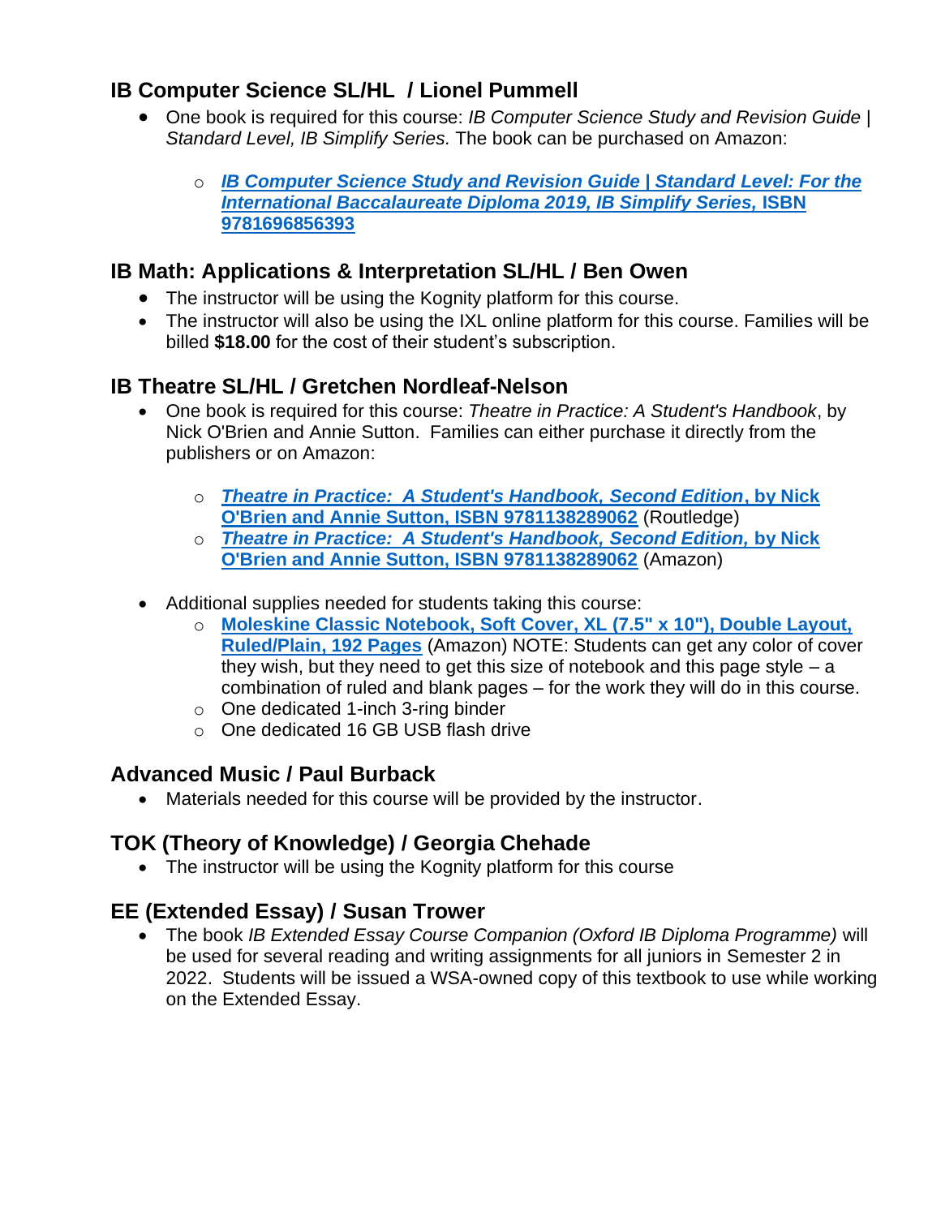## IB Computer Science SL/HL / Lionel Pummell

- One book is required for this course: *IB Computer Science Study and Revision Guide | Standard Level, IB Simplify Series.* The book can be purchased on Amazon:
  - ***IB Computer Science Study and Revision Guide | Standard Level: For the International Baccalaureate Diploma 2019, IB Simplify Series,*** **ISBN 9781696856393**

## IB Math: Applications & Interpretation SL/HL / Ben Owen

- The instructor will be using the Kognity platform for this course.
- The instructor will also be using the IXL online platform for this course. Families will be billed **$18.00** for the cost of their student's subscription.

## IB Theatre SL/HL / Gretchen Nordleaf-Nelson

- One book is required for this course: *Theatre in Practice: A Student's Handbook*, by Nick O'Brien and Annie Sutton. Families can either purchase it directly from the publishers or on Amazon:
  - ***Theatre in Practice: A Student's Handbook, Second Edition*****, by Nick O'Brien and Annie Sutton, ISBN 9781138289062** (Routledge)
  - ***Theatre in Practice: A Student's Handbook, Second Edition,*** **by Nick O'Brien and Annie Sutton, ISBN 9781138289062** (Amazon)

- Additional supplies needed for students taking this course:
  - **Moleskine Classic Notebook, Soft Cover, XL (7.5" x 10"), Double Layout, Ruled/Plain, 192 Pages** (Amazon) NOTE: Students can get any color of cover they wish, but they need to get this size of notebook and this page style – a combination of ruled and blank pages – for the work they will do in this course.
  - One dedicated 1-inch 3-ring binder
  - One dedicated 16 GB USB flash drive

## Advanced Music / Paul Burback

- Materials needed for this course will be provided by the instructor.

## TOK (Theory of Knowledge) / Georgia Chehade

- The instructor will be using the Kognity platform for this course

## EE (Extended Essay) / Susan Trower

- The book *IB Extended Essay Course Companion (Oxford IB Diploma Programme)* will be used for several reading and writing assignments for all juniors in Semester 2 in 2022. Students will be issued a WSA-owned copy of this textbook to use while working on the Extended Essay.